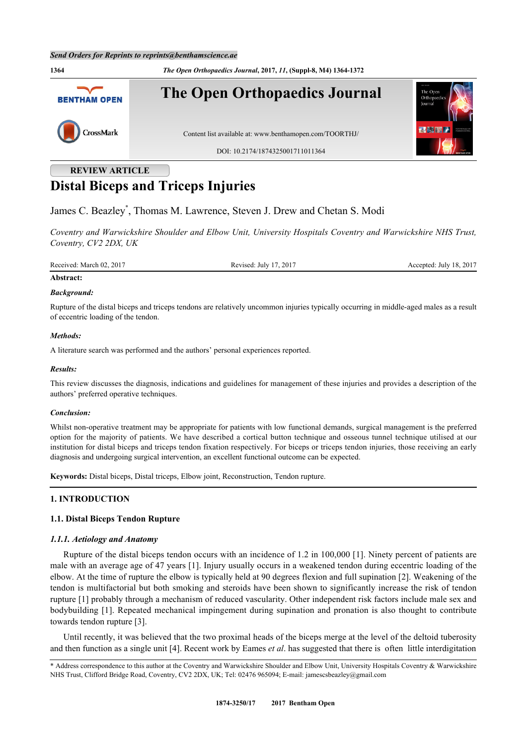REVIEW ARTICLE

# Distal Biceps and Triceps Injuries

James C. Beazley*, Thomas M. Lawrence, Steven J. Drew and Chetan S. Modi

*Coventry and Warwickshire Shoulder and Elbow Unit, University Hospitals Coventry and Warwickshire NHS Trust, Coventry, CV2 2DX, UK*

Received: March 02, 2017 Revised: July 17, 2017 Accepted: July 18, 2017

**Abstract:**

***Background:***

Rupture of the distal biceps and triceps tendons are relatively uncommon injuries typically occurring in middle-aged males as a result of eccentric loading of the tendon.

***Methods:***

A literature search was performed and the authors' personal experiences reported.

***Results:***

This review discusses the diagnosis, indications and guidelines for management of these injuries and provides a description of the authors' preferred operative techniques.

***Conclusion:***

Whilst non-operative treatment may be appropriate for patients with low functional demands, surgical management is the preferred option for the majority of patients. We have described a cortical button technique and osseous tunnel technique utilised at our institution for distal biceps and triceps tendon fixation respectively. For biceps or triceps tendon injuries, those receiving an early diagnosis and undergoing surgical intervention, an excellent functional outcome can be expected.

**Keywords:** Distal biceps, Distal triceps, Elbow joint, Reconstruction, Tendon rupture.

## 1. INTRODUCTION

### 1.1. Distal Biceps Tendon Rupture

#### *1.1.1. Aetiology and Anatomy*

Rupture of the distal biceps tendon occurs with an incidence of 1.2 in 100,000 [1]. Ninety percent of patients are male with an average age of 47 years [1]. Injury usually occurs in a weakened tendon during eccentric loading of the elbow. At the time of rupture the elbow is typically held at 90 degrees flexion and full supination [2]. Weakening of the tendon is multifactorial but both smoking and steroids have been shown to significantly increase the risk of tendon rupture [1] probably through a mechanism of reduced vascularity. Other independent risk factors include male sex and bodybuilding [1]. Repeated mechanical impingement during supination and pronation is also thought to contribute towards tendon rupture [3].

Until recently, it was believed that the two proximal heads of the biceps merge at the level of the deltoid tuberosity and then function as a single unit [4]. Recent work by Eames *et al*. has suggested that there is often little interdigitation

* Address correspondence to this author at the Coventry and Warwickshire Shoulder and Elbow Unit, University Hospitals Coventry & Warwickshire NHS Trust, Clifford Bridge Road, Coventry, CV2 2DX, UK; Tel: 02476 965094; E-mail: jamescsbeazley@gmail.com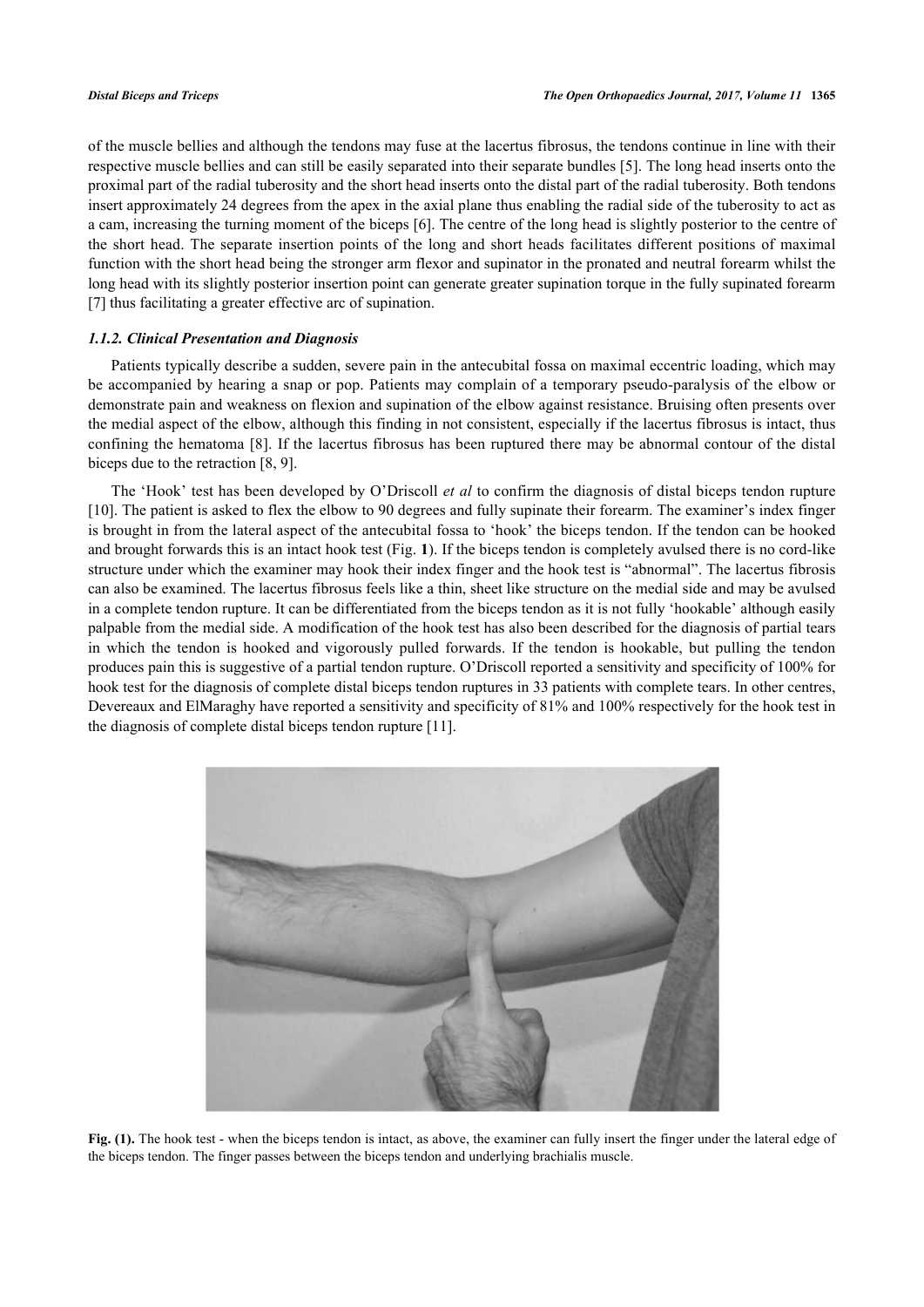of the muscle bellies and although the tendons may fuse at the lacertus fibrosus, the tendons continue in line with their respective muscle bellies and can still be easily separated into their separate bundles [5]. The long head inserts onto the proximal part of the radial tuberosity and the short head inserts onto the distal part of the radial tuberosity. Both tendons insert approximately 24 degrees from the apex in the axial plane thus enabling the radial side of the tuberosity to act as a cam, increasing the turning moment of the biceps [6]. The centre of the long head is slightly posterior to the centre of the short head. The separate insertion points of the long and short heads facilitates different positions of maximal function with the short head being the stronger arm flexor and supinator in the pronated and neutral forearm whilst the long head with its slightly posterior insertion point can generate greater supination torque in the fully supinated forearm [7] thus facilitating a greater effective arc of supination.

#### *1.1.2. Clinical Presentation and Diagnosis*

Patients typically describe a sudden, severe pain in the antecubital fossa on maximal eccentric loading, which may be accompanied by hearing a snap or pop. Patients may complain of a temporary pseudo-paralysis of the elbow or demonstrate pain and weakness on flexion and supination of the elbow against resistance. Bruising often presents over the medial aspect of the elbow, although this finding in not consistent, especially if the lacertus fibrosus is intact, thus confining the hematoma [8]. If the lacertus fibrosus has been ruptured there may be abnormal contour of the distal biceps due to the retraction [8, 9].

The 'Hook' test has been developed by O'Driscoll *et al* to confirm the diagnosis of distal biceps tendon rupture [10]. The patient is asked to flex the elbow to 90 degrees and fully supinate their forearm. The examiner's index finger is brought in from the lateral aspect of the antecubital fossa to 'hook' the biceps tendon. If the tendon can be hooked and brought forwards this is an intact hook test (Fig. **1**). If the biceps tendon is completely avulsed there is no cord-like structure under which the examiner may hook their index finger and the hook test is "abnormal". The lacertus fibrosis can also be examined. The lacertus fibrosus feels like a thin, sheet like structure on the medial side and may be avulsed in a complete tendon rupture. It can be differentiated from the biceps tendon as it is not fully 'hookable' although easily palpable from the medial side. A modification of the hook test has also been described for the diagnosis of partial tears in which the tendon is hooked and vigorously pulled forwards. If the tendon is hookable, but pulling the tendon produces pain this is suggestive of a partial tendon rupture. O'Driscoll reported a sensitivity and specificity of 100% for hook test for the diagnosis of complete distal biceps tendon ruptures in 33 patients with complete tears. In other centres, Devereaux and ElMaraghy have reported a sensitivity and specificity of 81% and 100% respectively for the hook test in the diagnosis of complete distal biceps tendon rupture [11].

**Fig. (1).** The hook test - when the biceps tendon is intact, as above, the examiner can fully insert the finger under the lateral edge of the biceps tendon. The finger passes between the biceps tendon and underlying brachialis muscle.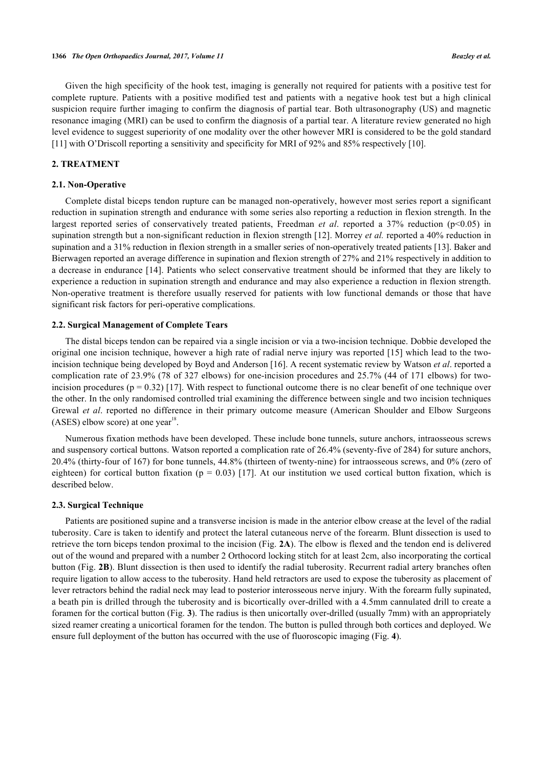Given the high specificity of the hook test, imaging is generally not required for patients with a positive test for complete rupture. Patients with a positive modified test and patients with a negative hook test but a high clinical suspicion require further imaging to confirm the diagnosis of partial tear. Both ultrasonography (US) and magnetic resonance imaging (MRI) can be used to confirm the diagnosis of a partial tear. A literature review generated no high level evidence to suggest superiority of one modality over the other however MRI is considered to be the gold standard [11] with O'Driscoll reporting a sensitivity and specificity for MRI of 92% and 85% respectively [10].

## 2. TREATMENT

### 2.1. Non-Operative

Complete distal biceps tendon rupture can be managed non-operatively, however most series report a significant reduction in supination strength and endurance with some series also reporting a reduction in flexion strength. In the largest reported series of conservatively treated patients, Freedman *et al*. reported a 37% reduction ($p<0.05$) in supination strength but a non-significant reduction in flexion strength [12]. Morrey *et al.* reported a 40% reduction in supination and a 31% reduction in flexion strength in a smaller series of non-operatively treated patients [13]. Baker and Bierwagen reported an average difference in supination and flexion strength of 27% and 21% respectively in addition to a decrease in endurance [14]. Patients who select conservative treatment should be informed that they are likely to experience a reduction in supination strength and endurance and may also experience a reduction in flexion strength. Non-operative treatment is therefore usually reserved for patients with low functional demands or those that have significant risk factors for peri-operative complications.

### 2.2. Surgical Management of Complete Tears

The distal biceps tendon can be repaired via a single incision or via a two-incision technique. Dobbie developed the original one incision technique, however a high rate of radial nerve injury was reported [15] which lead to the two-incision technique being developed by Boyd and Anderson [16]. A recent systematic review by Watson *et al*. reported a complication rate of 23.9% (78 of 327 elbows) for one-incision procedures and 25.7% (44 of 171 elbows) for two-incision procedures ($p = 0.32$) [17]. With respect to functional outcome there is no clear benefit of one technique over the other. In the only randomised controlled trial examining the difference between single and two incision techniques Grewal *et al*. reported no difference in their primary outcome measure (American Shoulder and Elbow Surgeons (ASES) elbow score) at one year[18].

Numerous fixation methods have been developed. These include bone tunnels, suture anchors, intraosseous screws and suspensory cortical buttons. Watson reported a complication rate of 26.4% (seventy-five of 284) for suture anchors, 20.4% (thirty-four of 167) for bone tunnels, 44.8% (thirteen of twenty-nine) for intraosseous screws, and 0% (zero of eighteen) for cortical button fixation ($p = 0.03$) [17]. At our institution we used cortical button fixation, which is described below.

### 2.3. Surgical Technique

Patients are positioned supine and a transverse incision is made in the anterior elbow crease at the level of the radial tuberosity. Care is taken to identify and protect the lateral cutaneous nerve of the forearm. Blunt dissection is used to retrieve the torn biceps tendon proximal to the incision (Fig. **2A**). The elbow is flexed and the tendon end is delivered out of the wound and prepared with a number 2 Orthocord locking stitch for at least 2cm, also incorporating the cortical button (Fig. **2B**). Blunt dissection is then used to identify the radial tuberosity. Recurrent radial artery branches often require ligation to allow access to the tuberosity. Hand held retractors are used to expose the tuberosity as placement of lever retractors behind the radial neck may lead to posterior interosseous nerve injury. With the forearm fully supinated, a beath pin is drilled through the tuberosity and is bicortically over-drilled with a 4.5mm cannulated drill to create a foramen for the cortical button (Fig. **3**). The radius is then unicortally over-drilled (usually 7mm) with an appropriately sized reamer creating a unicortical foramen for the tendon. The button is pulled through both cortices and deployed. We ensure full deployment of the button has occurred with the use of fluoroscopic imaging (Fig. **4**).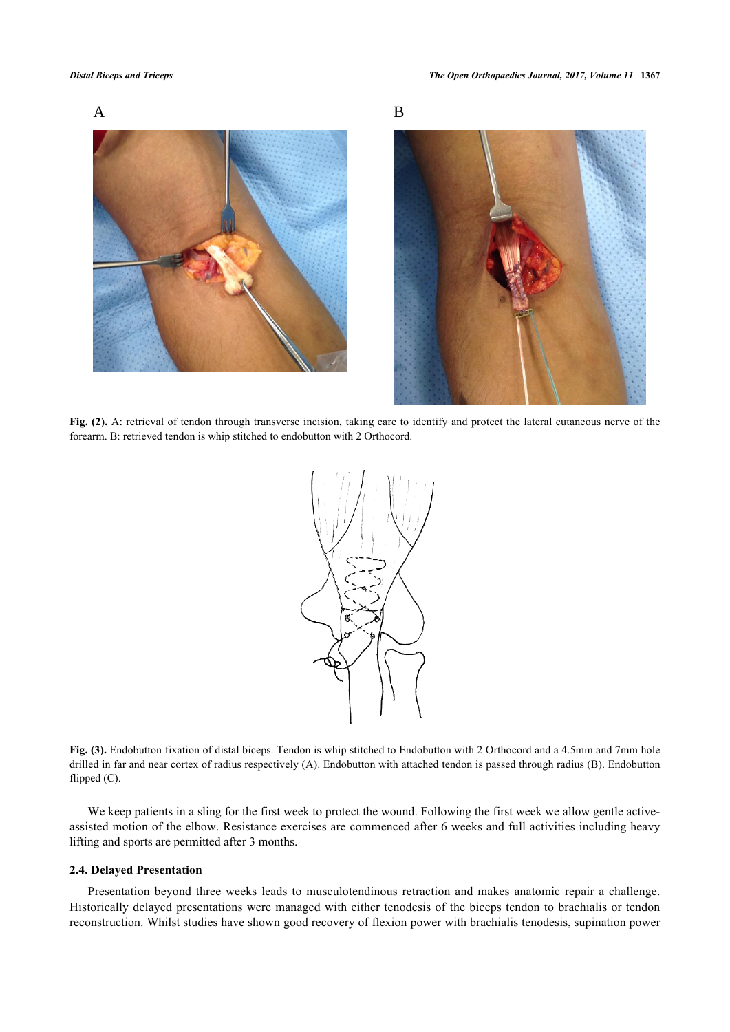Fig. (2). A: retrieval of tendon through transverse incision, taking care to identify and protect the lateral cutaneous nerve of the forearm. B: retrieved tendon is whip stitched to endobutton with 2 Orthocord.

Fig. (3). Endobutton fixation of distal biceps. Tendon is whip stitched to Endobutton with 2 Orthocord and a 4.5mm and 7mm hole drilled in far and near cortex of radius respectively (A). Endobutton with attached tendon is passed through radius (B). Endobutton flipped (C).

We keep patients in a sling for the first week to protect the wound. Following the first week we allow gentle active-assisted motion of the elbow. Resistance exercises are commenced after 6 weeks and full activities including heavy lifting and sports are permitted after 3 months.

### 2.4. Delayed Presentation

Presentation beyond three weeks leads to musculotendinous retraction and makes anatomic repair a challenge. Historically delayed presentations were managed with either tenodesis of the biceps tendon to brachialis or tendon reconstruction. Whilst studies have shown good recovery of flexion power with brachialis tenodesis, supination power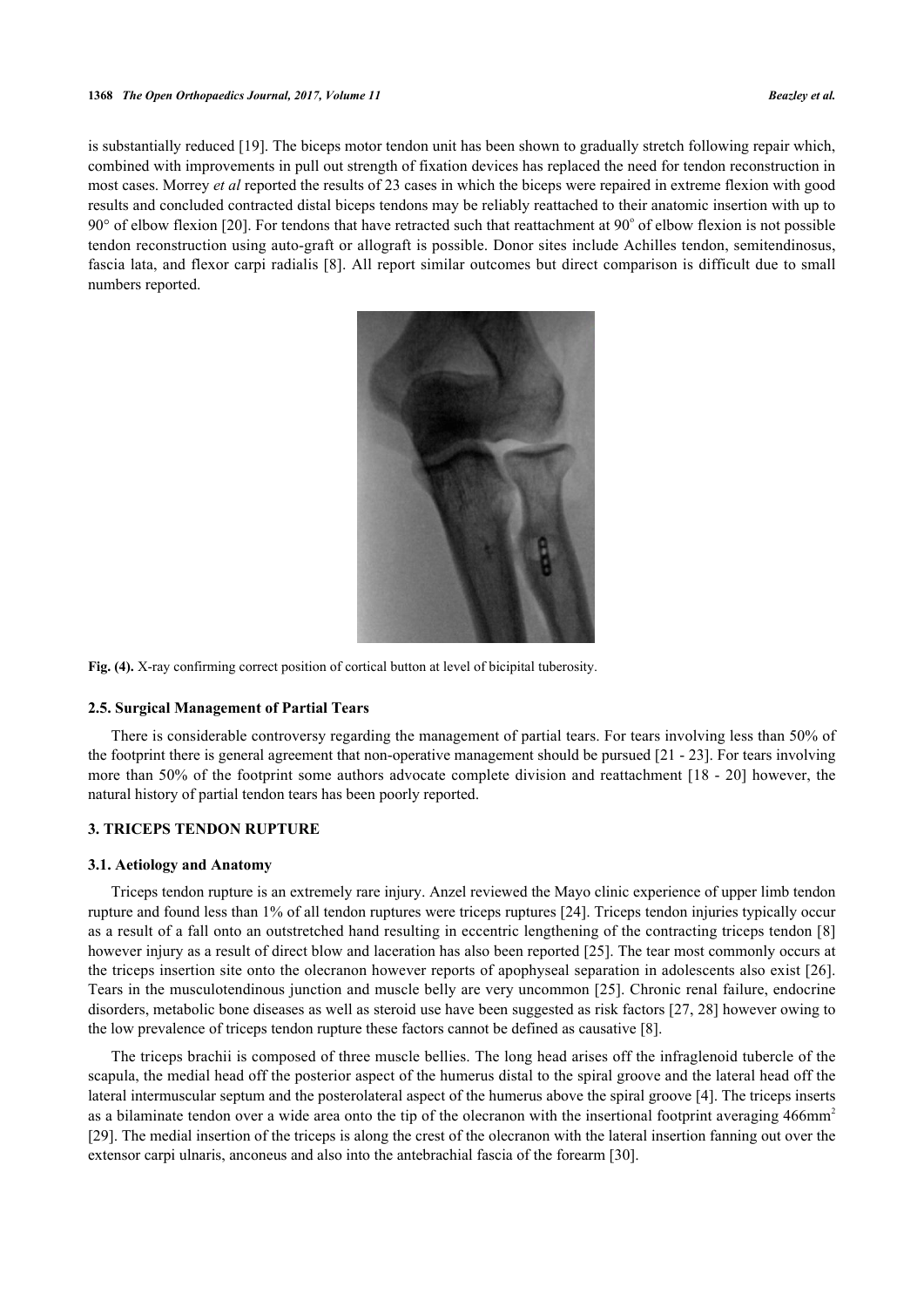is substantially reduced [19]. The biceps motor tendon unit has been shown to gradually stretch following repair which, combined with improvements in pull out strength of fixation devices has replaced the need for tendon reconstruction in most cases. Morrey *et al* reported the results of 23 cases in which the biceps were repaired in extreme flexion with good results and concluded contracted distal biceps tendons may be reliably reattached to their anatomic insertion with up to 90° of elbow flexion [20]. For tendons that have retracted such that reattachment at 90° of elbow flexion is not possible tendon reconstruction using auto-graft or allograft is possible. Donor sites include Achilles tendon, semitendinosus, fascia lata, and flexor carpi radialis [8]. All report similar outcomes but direct comparison is difficult due to small numbers reported.

**Fig. (4).** X-ray confirming correct position of cortical button at level of bicipital tuberosity.

### 2.5. Surgical Management of Partial Tears

There is considerable controversy regarding the management of partial tears. For tears involving less than 50% of the footprint there is general agreement that non-operative management should be pursued [21 - 23]. For tears involving more than 50% of the footprint some authors advocate complete division and reattachment [18 - 20] however, the natural history of partial tendon tears has been poorly reported.

## 3. TRICEPS TENDON RUPTURE

### 3.1. Aetiology and Anatomy

Triceps tendon rupture is an extremely rare injury. Anzel reviewed the Mayo clinic experience of upper limb tendon rupture and found less than 1% of all tendon ruptures were triceps ruptures [24]. Triceps tendon injuries typically occur as a result of a fall onto an outstretched hand resulting in eccentric lengthening of the contracting triceps tendon [8] however injury as a result of direct blow and laceration has also been reported [25]. The tear most commonly occurs at the triceps insertion site onto the olecranon however reports of apophyseal separation in adolescents also exist [26]. Tears in the musculotendinous junction and muscle belly are very uncommon [25]. Chronic renal failure, endocrine disorders, metabolic bone diseases as well as steroid use have been suggested as risk factors [27, 28] however owing to the low prevalence of triceps tendon rupture these factors cannot be defined as causative [8].

The triceps brachii is composed of three muscle bellies. The long head arises off the infraglenoid tubercle of the scapula, the medial head off the posterior aspect of the humerus distal to the spiral groove and the lateral head off the lateral intermuscular septum and the posterolateral aspect of the humerus above the spiral groove [4]. The triceps inserts as a bilaminate tendon over a wide area onto the tip of the olecranon with the insertional footprint averaging 466mm$^2$ [29]. The medial insertion of the triceps is along the crest of the olecranon with the lateral insertion fanning out over the extensor carpi ulnaris, anconeus and also into the antebrachial fascia of the forearm [30].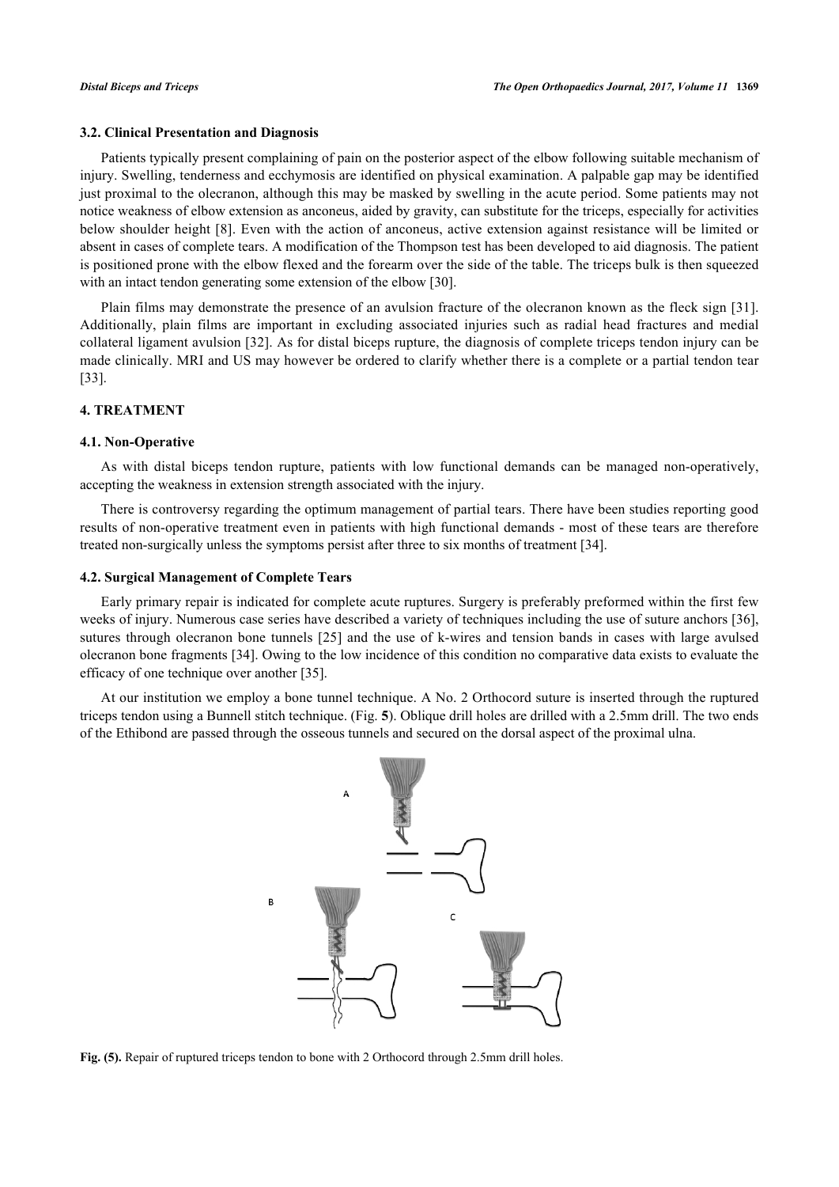### 3.2. Clinical Presentation and Diagnosis

Patients typically present complaining of pain on the posterior aspect of the elbow following suitable mechanism of injury. Swelling, tenderness and ecchymosis are identified on physical examination. A palpable gap may be identified just proximal to the olecranon, although this may be masked by swelling in the acute period. Some patients may not notice weakness of elbow extension as anconeus, aided by gravity, can substitute for the triceps, especially for activities below shoulder height [8]. Even with the action of anconeus, active extension against resistance will be limited or absent in cases of complete tears. A modification of the Thompson test has been developed to aid diagnosis. The patient is positioned prone with the elbow flexed and the forearm over the side of the table. The triceps bulk is then squeezed with an intact tendon generating some extension of the elbow [30].

Plain films may demonstrate the presence of an avulsion fracture of the olecranon known as the fleck sign [31]. Additionally, plain films are important in excluding associated injuries such as radial head fractures and medial collateral ligament avulsion [32]. As for distal biceps rupture, the diagnosis of complete triceps tendon injury can be made clinically. MRI and US may however be ordered to clarify whether there is a complete or a partial tendon tear [33].

## 4. TREATMENT

### 4.1. Non-Operative

As with distal biceps tendon rupture, patients with low functional demands can be managed non-operatively, accepting the weakness in extension strength associated with the injury.

There is controversy regarding the optimum management of partial tears. There have been studies reporting good results of non-operative treatment even in patients with high functional demands - most of these tears are therefore treated non-surgically unless the symptoms persist after three to six months of treatment [34].

### 4.2. Surgical Management of Complete Tears

Early primary repair is indicated for complete acute ruptures. Surgery is preferably preformed within the first few weeks of injury. Numerous case series have described a variety of techniques including the use of suture anchors [36], sutures through olecranon bone tunnels [25] and the use of k-wires and tension bands in cases with large avulsed olecranon bone fragments [34]. Owing to the low incidence of this condition no comparative data exists to evaluate the efficacy of one technique over another [35].

At our institution we employ a bone tunnel technique. A No. 2 Orthocord suture is inserted through the ruptured triceps tendon using a Bunnell stitch technique. (Fig. **5**). Oblique drill holes are drilled with a 2.5mm drill. The two ends of the Ethibond are passed through the osseous tunnels and secured on the dorsal aspect of the proximal ulna.

**Fig. (5).** Repair of ruptured triceps tendon to bone with 2 Orthocord through 2.5mm drill holes.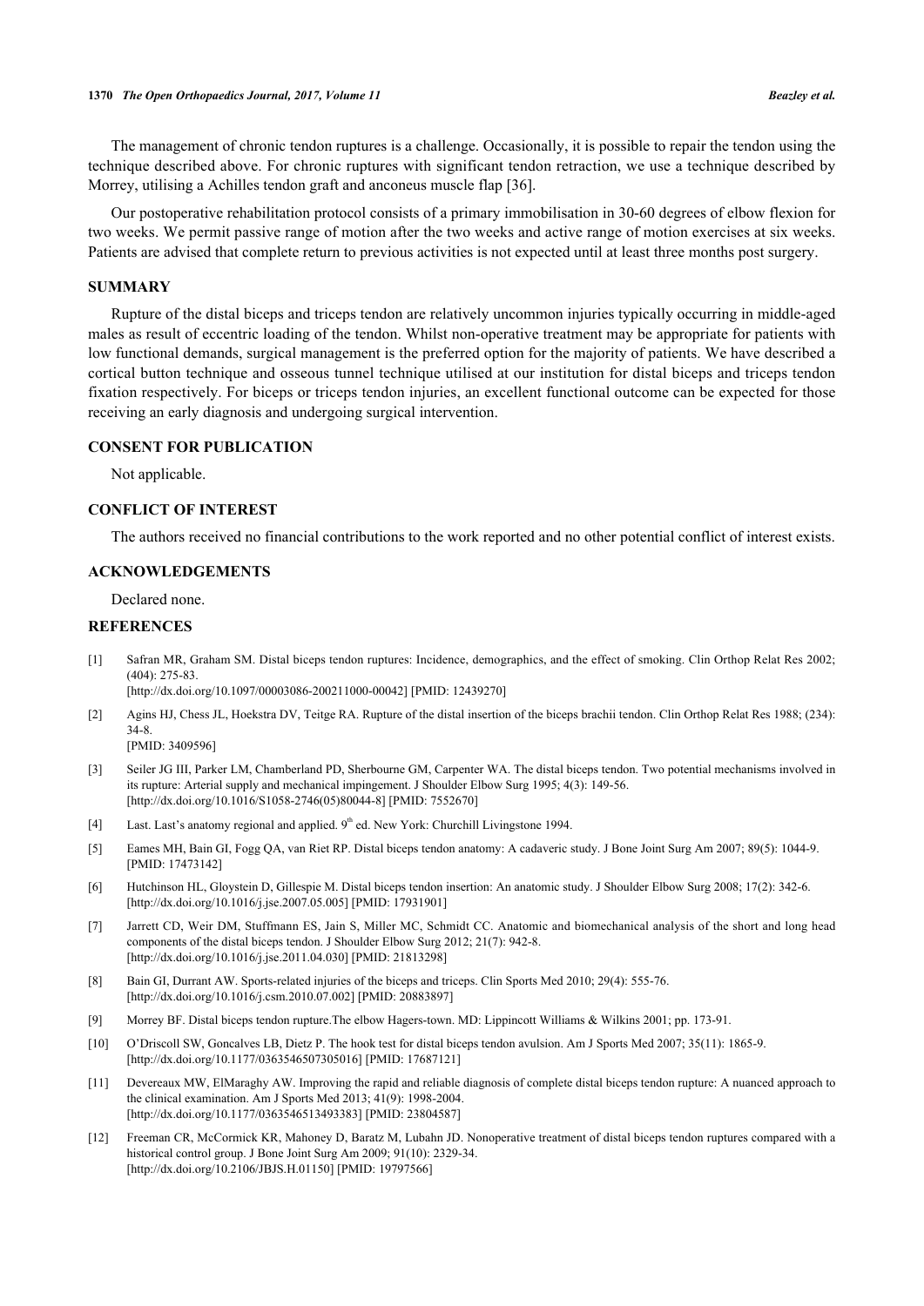The management of chronic tendon ruptures is a challenge. Occasionally, it is possible to repair the tendon using the technique described above. For chronic ruptures with significant tendon retraction, we use a technique described by Morrey, utilising a Achilles tendon graft and anconeus muscle flap [36].

Our postoperative rehabilitation protocol consists of a primary immobilisation in 30-60 degrees of elbow flexion for two weeks. We permit passive range of motion after the two weeks and active range of motion exercises at six weeks. Patients are advised that complete return to previous activities is not expected until at least three months post surgery.

## SUMMARY

Rupture of the distal biceps and triceps tendon are relatively uncommon injuries typically occurring in middle-aged males as result of eccentric loading of the tendon. Whilst non-operative treatment may be appropriate for patients with low functional demands, surgical management is the preferred option for the majority of patients. We have described a cortical button technique and osseous tunnel technique utilised at our institution for distal biceps and triceps tendon fixation respectively. For biceps or triceps tendon injuries, an excellent functional outcome can be expected for those receiving an early diagnosis and undergoing surgical intervention.

## CONSENT FOR PUBLICATION

Not applicable.

## CONFLICT OF INTEREST

The authors received no financial contributions to the work reported and no other potential conflict of interest exists.

## ACKNOWLEDGEMENTS

Declared none.

## REFERENCES

[1] Safran MR, Graham SM. Distal biceps tendon ruptures: Incidence, demographics, and the effect of smoking. Clin Orthop Relat Res 2002; (404): 275-83.
[http://dx.doi.org/10.1097/00003086-200211000-00042] [PMID: 12439270]

[2] Agins HJ, Chess JL, Hoekstra DV, Teitge RA. Rupture of the distal insertion of the biceps brachii tendon. Clin Orthop Relat Res 1988; (234): 34-8.
[PMID: 3409596]

[3] Seiler JG III, Parker LM, Chamberland PD, Sherbourne GM, Carpenter WA. The distal biceps tendon. Two potential mechanisms involved in its rupture: Arterial supply and mechanical impingement. J Shoulder Elbow Surg 1995; 4(3): 149-56.
[http://dx.doi.org/10.1016/S1058-2746(05)80044-8] [PMID: 7552670]

[4] Last. Last's anatomy regional and applied. 9th ed. New York: Churchill Livingstone 1994.

[5] Eames MH, Bain GI, Fogg QA, van Riet RP. Distal biceps tendon anatomy: A cadaveric study. J Bone Joint Surg Am 2007; 89(5): 1044-9.
[PMID: 17473142]

[6] Hutchinson HL, Gloystein D, Gillespie M. Distal biceps tendon insertion: An anatomic study. J Shoulder Elbow Surg 2008; 17(2): 342-6.
[http://dx.doi.org/10.1016/j.jse.2007.05.005] [PMID: 17931901]

[7] Jarrett CD, Weir DM, Stuffmann ES, Jain S, Miller MC, Schmidt CC. Anatomic and biomechanical analysis of the short and long head components of the distal biceps tendon. J Shoulder Elbow Surg 2012; 21(7): 942-8.
[http://dx.doi.org/10.1016/j.jse.2011.04.030] [PMID: 21813298]

[8] Bain GI, Durrant AW. Sports-related injuries of the biceps and triceps. Clin Sports Med 2010; 29(4): 555-76.
[http://dx.doi.org/10.1016/j.csm.2010.07.002] [PMID: 20883897]

[9] Morrey BF. Distal biceps tendon rupture.The elbow Hagers-town. MD: Lippincott Williams & Wilkins 2001; pp. 173-91.

[10] O'Driscoll SW, Goncalves LB, Dietz P. The hook test for distal biceps tendon avulsion. Am J Sports Med 2007; 35(11): 1865-9.
[http://dx.doi.org/10.1177/0363546507305016] [PMID: 17687121]

[11] Devereaux MW, ElMaraghy AW. Improving the rapid and reliable diagnosis of complete distal biceps tendon rupture: A nuanced approach to the clinical examination. Am J Sports Med 2013; 41(9): 1998-2004.
[http://dx.doi.org/10.1177/0363546513493383] [PMID: 23804587]

[12] Freeman CR, McCormick KR, Mahoney D, Baratz M, Lubahn JD. Nonoperative treatment of distal biceps tendon ruptures compared with a historical control group. J Bone Joint Surg Am 2009; 91(10): 2329-34.
[http://dx.doi.org/10.2106/JBJS.H.01150] [PMID: 19797566]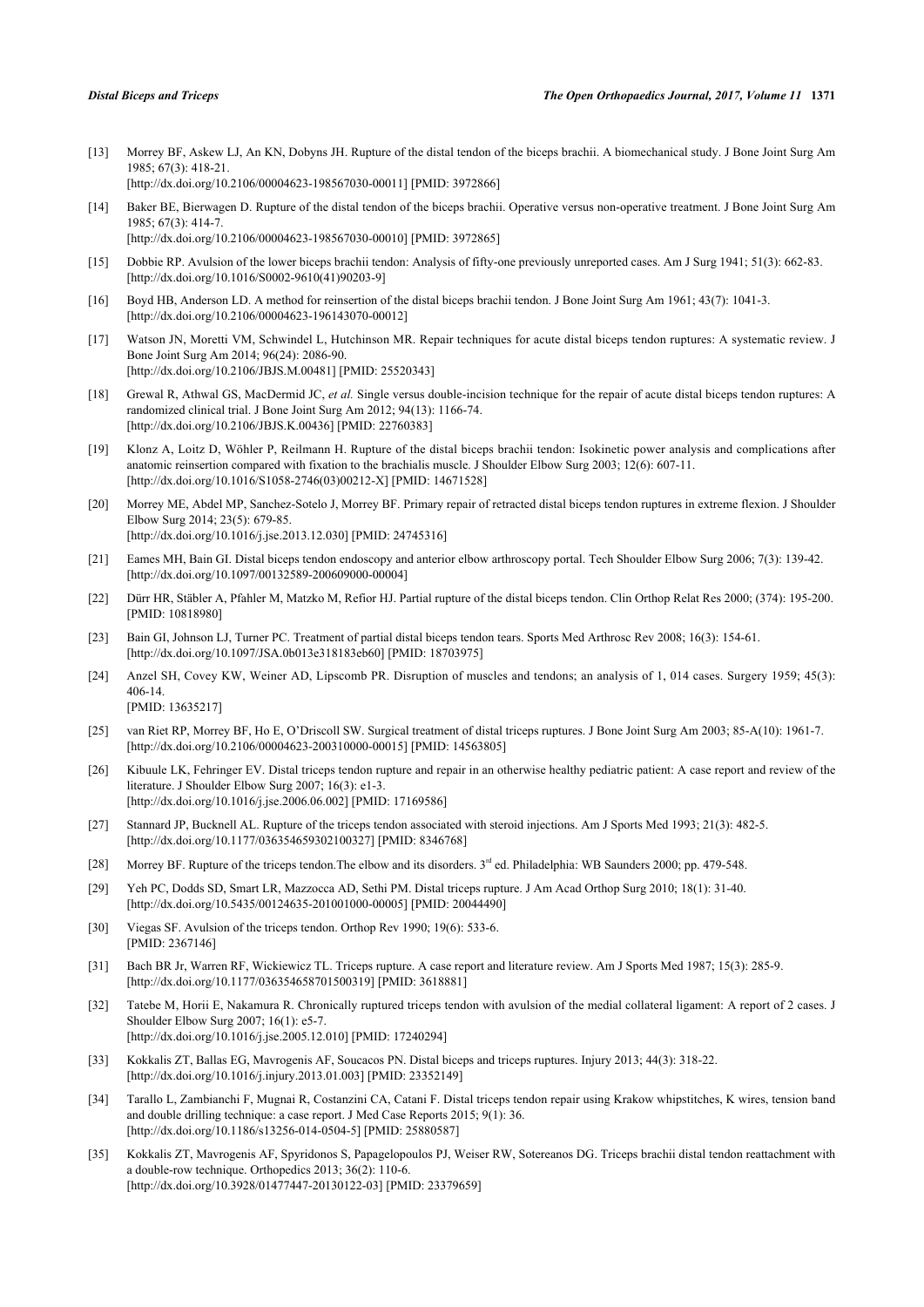[13] Morrey BF, Askew LJ, An KN, Dobyns JH. Rupture of the distal tendon of the biceps brachii. A biomechanical study. J Bone Joint Surg Am 1985; 67(3): 418-21.
[http://dx.doi.org/10.2106/00004623-198567030-00011] [PMID: 3972866]

[14] Baker BE, Bierwagen D. Rupture of the distal tendon of the biceps brachii. Operative versus non-operative treatment. J Bone Joint Surg Am 1985; 67(3): 414-7.
[http://dx.doi.org/10.2106/00004623-198567030-00010] [PMID: 3972865]

[15] Dobbie RP. Avulsion of the lower biceps brachii tendon: Analysis of fifty-one previously unreported cases. Am J Surg 1941; 51(3): 662-83.
[http://dx.doi.org/10.1016/S0002-9610(41)90203-9]

[16] Boyd HB, Anderson LD. A method for reinsertion of the distal biceps brachii tendon. J Bone Joint Surg Am 1961; 43(7): 1041-3.
[http://dx.doi.org/10.2106/00004623-196143070-00012]

[17] Watson JN, Moretti VM, Schwindel L, Hutchinson MR. Repair techniques for acute distal biceps tendon ruptures: A systematic review. J Bone Joint Surg Am 2014; 96(24): 2086-90.
[http://dx.doi.org/10.2106/JBJS.M.00481] [PMID: 25520343]

[18] Grewal R, Athwal GS, MacDermid JC, *et al.* Single versus double-incision technique for the repair of acute distal biceps tendon ruptures: A randomized clinical trial. J Bone Joint Surg Am 2012; 94(13): 1166-74.
[http://dx.doi.org/10.2106/JBJS.K.00436] [PMID: 22760383]

[19] Klonz A, Loitz D, Wöhler P, Reilmann H. Rupture of the distal biceps brachii tendon: Isokinetic power analysis and complications after anatomic reinsertion compared with fixation to the brachialis muscle. J Shoulder Elbow Surg 2003; 12(6): 607-11.
[http://dx.doi.org/10.1016/S1058-2746(03)00212-X] [PMID: 14671528]

[20] Morrey ME, Abdel MP, Sanchez-Sotelo J, Morrey BF. Primary repair of retracted distal biceps tendon ruptures in extreme flexion. J Shoulder Elbow Surg 2014; 23(5): 679-85.
[http://dx.doi.org/10.1016/j.jse.2013.12.030] [PMID: 24745316]

[21] Eames MH, Bain GI. Distal biceps tendon endoscopy and anterior elbow arthroscopy portal. Tech Shoulder Elbow Surg 2006; 7(3): 139-42.
[http://dx.doi.org/10.1097/00132589-200609000-00004]

[22] Dürr HR, Stäbler A, Pfahler M, Matzko M, Refior HJ. Partial rupture of the distal biceps tendon. Clin Orthop Relat Res 2000; (374): 195-200.
[PMID: 10818980]

[23] Bain GI, Johnson LJ, Turner PC. Treatment of partial distal biceps tendon tears. Sports Med Arthrosc Rev 2008; 16(3): 154-61.
[http://dx.doi.org/10.1097/JSA.0b013e318183eb60] [PMID: 18703975]

[24] Anzel SH, Covey KW, Weiner AD, Lipscomb PR. Disruption of muscles and tendons; an analysis of 1, 014 cases. Surgery 1959; 45(3): 406-14.
[PMID: 13635217]

[25] van Riet RP, Morrey BF, Ho E, O'Driscoll SW. Surgical treatment of distal triceps ruptures. J Bone Joint Surg Am 2003; 85-A(10): 1961-7.
[http://dx.doi.org/10.2106/00004623-200310000-00015] [PMID: 14563805]

[26] Kibuule LK, Fehringer EV. Distal triceps tendon rupture and repair in an otherwise healthy pediatric patient: A case report and review of the literature. J Shoulder Elbow Surg 2007; 16(3): e1-3.
[http://dx.doi.org/10.1016/j.jse.2006.06.002] [PMID: 17169586]

[27] Stannard JP, Bucknell AL. Rupture of the triceps tendon associated with steroid injections. Am J Sports Med 1993; 21(3): 482-5.
[http://dx.doi.org/10.1177/036354659302100327] [PMID: 8346768]

[28] Morrey BF. Rupture of the triceps tendon.The elbow and its disorders. 3rd ed. Philadelphia: WB Saunders 2000; pp. 479-548.

[29] Yeh PC, Dodds SD, Smart LR, Mazzocca AD, Sethi PM. Distal triceps rupture. J Am Acad Orthop Surg 2010; 18(1): 31-40.
[http://dx.doi.org/10.5435/00124635-201001000-00005] [PMID: 20044490]

[30] Viegas SF. Avulsion of the triceps tendon. Orthop Rev 1990; 19(6): 533-6.
[PMID: 2367146]

[31] Bach BR Jr, Warren RF, Wickiewicz TL. Triceps rupture. A case report and literature review. Am J Sports Med 1987; 15(3): 285-9.
[http://dx.doi.org/10.1177/036354658701500319] [PMID: 3618881]

[32] Tatebe M, Horii E, Nakamura R. Chronically ruptured triceps tendon with avulsion of the medial collateral ligament: A report of 2 cases. J Shoulder Elbow Surg 2007; 16(1): e5-7.
[http://dx.doi.org/10.1016/j.jse.2005.12.010] [PMID: 17240294]

[33] Kokkalis ZT, Ballas EG, Mavrogenis AF, Soucacos PN. Distal biceps and triceps ruptures. Injury 2013; 44(3): 318-22.
[http://dx.doi.org/10.1016/j.injury.2013.01.003] [PMID: 23352149]

[34] Tarallo L, Zambianchi F, Mugnai R, Costanzini CA, Catani F. Distal triceps tendon repair using Krakow whipstitches, K wires, tension band and double drilling technique: a case report. J Med Case Reports 2015; 9(1): 36.
[http://dx.doi.org/10.1186/s13256-014-0504-5] [PMID: 25880587]

[35] Kokkalis ZT, Mavrogenis AF, Spyridonos S, Papagelopoulos PJ, Weiser RW, Sotereanos DG. Triceps brachii distal tendon reattachment with a double-row technique. Orthopedics 2013; 36(2): 110-6.
[http://dx.doi.org/10.3928/01477447-20130122-03] [PMID: 23379659]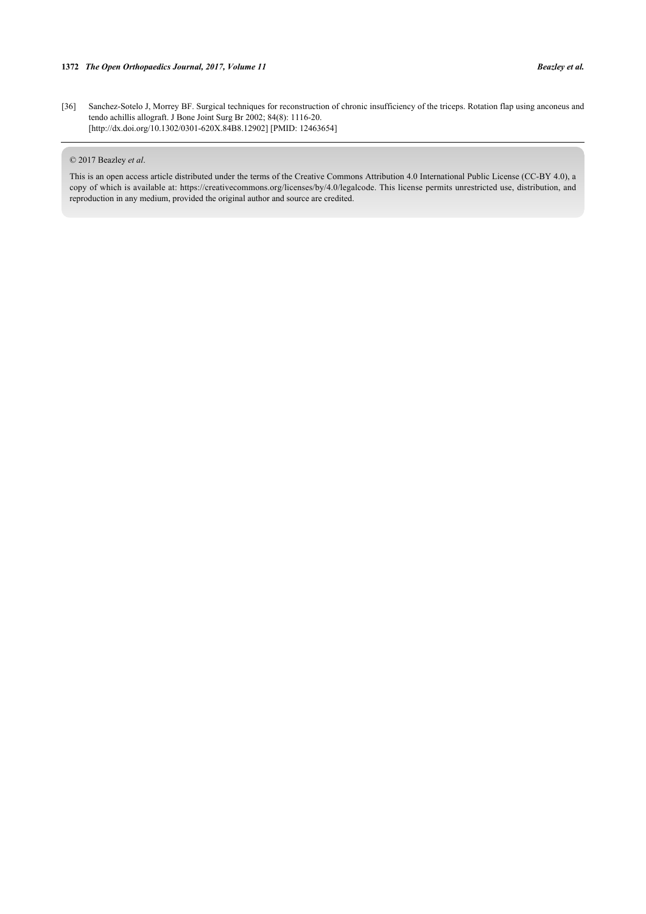[36] Sanchez-Sotelo J, Morrey BF. Surgical techniques for reconstruction of chronic insufficiency of the triceps. Rotation flap using anconeus and tendo achillis allograft. J Bone Joint Surg Br 2002; 84(8): 1116-20. [http://dx.doi.org/10.1302/0301-620X.84B8.12902] [PMID: 12463654]

---

© 2017 Beazley *et al*.

This is an open access article distributed under the terms of the Creative Commons Attribution 4.0 International Public License (CC-BY 4.0), a copy of which is available at: https://creativecommons.org/licenses/by/4.0/legalcode. This license permits unrestricted use, distribution, and reproduction in any medium, provided the original author and source are credited.